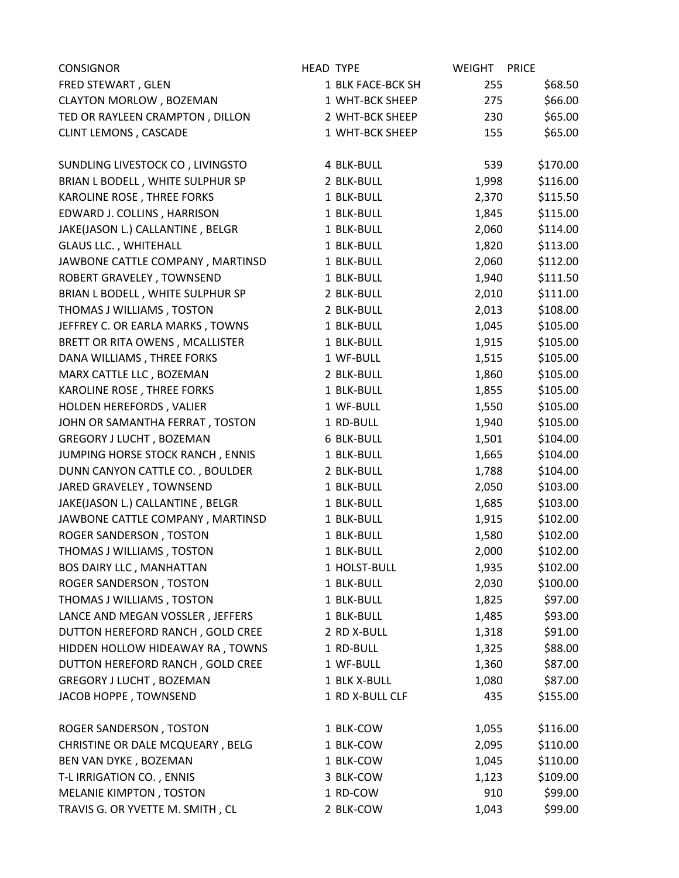| CONSIGNOR | HEAD | TYPE | WEIGHT | PRICE |
| --- | --- | --- | --- | --- |
| FRED STEWART , GLEN | 1 | BLK FACE-BCK SH | 255 | $68.50 |
| CLAYTON MORLOW , BOZEMAN | 1 | WHT-BCK SHEEP | 275 | $66.00 |
| TED OR RAYLEEN CRAMPTON , DILLON | 2 | WHT-BCK SHEEP | 230 | $65.00 |
| CLINT LEMONS , CASCADE | 1 | WHT-BCK SHEEP | 155 | $65.00 |
| | | | | |
| SUNDLING LIVESTOCK CO , LIVINGSTO | 4 | BLK-BULL | 539 | $170.00 |
| BRIAN L BODELL , WHITE SULPHUR SP | 2 | BLK-BULL | 1,998 | $116.00 |
| KAROLINE ROSE , THREE FORKS | 1 | BLK-BULL | 2,370 | $115.50 |
| EDWARD J. COLLINS , HARRISON | 1 | BLK-BULL | 1,845 | $115.00 |
| JAKE(JASON L.) CALLANTINE , BELGR | 1 | BLK-BULL | 2,060 | $114.00 |
| GLAUS LLC. , WHITEHALL | 1 | BLK-BULL | 1,820 | $113.00 |
| JAWBONE CATTLE COMPANY , MARTINSD | 1 | BLK-BULL | 2,060 | $112.00 |
| ROBERT GRAVELEY , TOWNSEND | 1 | BLK-BULL | 1,940 | $111.50 |
| BRIAN L BODELL , WHITE SULPHUR SP | 2 | BLK-BULL | 2,010 | $111.00 |
| THOMAS J WILLIAMS , TOSTON | 2 | BLK-BULL | 2,013 | $108.00 |
| JEFFREY C. OR EARLA MARKS , TOWNS | 1 | BLK-BULL | 1,045 | $105.00 |
| BRETT OR RITA OWENS , MCALLISTER | 1 | BLK-BULL | 1,915 | $105.00 |
| DANA WILLIAMS , THREE FORKS | 1 | WF-BULL | 1,515 | $105.00 |
| MARX CATTLE LLC , BOZEMAN | 2 | BLK-BULL | 1,860 | $105.00 |
| KAROLINE ROSE , THREE FORKS | 1 | BLK-BULL | 1,855 | $105.00 |
| HOLDEN HEREFORDS , VALIER | 1 | WF-BULL | 1,550 | $105.00 |
| JOHN OR SAMANTHA FERRAT , TOSTON | 1 | RD-BULL | 1,940 | $105.00 |
| GREGORY J LUCHT , BOZEMAN | 6 | BLK-BULL | 1,501 | $104.00 |
| JUMPING HORSE STOCK RANCH , ENNIS | 1 | BLK-BULL | 1,665 | $104.00 |
| DUNN CANYON CATTLE CO. , BOULDER | 2 | BLK-BULL | 1,788 | $104.00 |
| JARED GRAVELEY , TOWNSEND | 1 | BLK-BULL | 2,050 | $103.00 |
| JAKE(JASON L.) CALLANTINE , BELGR | 1 | BLK-BULL | 1,685 | $103.00 |
| JAWBONE CATTLE COMPANY , MARTINSD | 1 | BLK-BULL | 1,915 | $102.00 |
| ROGER SANDERSON , TOSTON | 1 | BLK-BULL | 1,580 | $102.00 |
| THOMAS J WILLIAMS , TOSTON | 1 | BLK-BULL | 2,000 | $102.00 |
| BOS DAIRY LLC , MANHATTAN | 1 | HOLST-BULL | 1,935 | $102.00 |
| ROGER SANDERSON , TOSTON | 1 | BLK-BULL | 2,030 | $100.00 |
| THOMAS J WILLIAMS , TOSTON | 1 | BLK-BULL | 1,825 | $97.00 |
| LANCE AND MEGAN VOSSLER , JEFFERS | 1 | BLK-BULL | 1,485 | $93.00 |
| DUTTON HEREFORD RANCH , GOLD CREE | 2 | RD X-BULL | 1,318 | $91.00 |
| HIDDEN HOLLOW HIDEAWAY RA , TOWNS | 1 | RD-BULL | 1,325 | $88.00 |
| DUTTON HEREFORD RANCH , GOLD CREE | 1 | WF-BULL | 1,360 | $87.00 |
| GREGORY J LUCHT , BOZEMAN | 1 | BLK X-BULL | 1,080 | $87.00 |
| JACOB HOPPE , TOWNSEND | 1 | RD X-BULL CLF | 435 | $155.00 |
| | | | | |
| ROGER SANDERSON , TOSTON | 1 | BLK-COW | 1,055 | $116.00 |
| CHRISTINE OR DALE MCQUEARY , BELG | 1 | BLK-COW | 2,095 | $110.00 |
| BEN VAN DYKE , BOZEMAN | 1 | BLK-COW | 1,045 | $110.00 |
| T-L IRRIGATION CO. , ENNIS | 3 | BLK-COW | 1,123 | $109.00 |
| MELANIE KIMPTON , TOSTON | 1 | RD-COW | 910 | $99.00 |
| TRAVIS G. OR YVETTE M. SMITH , CL | 2 | BLK-COW | 1,043 | $99.00 |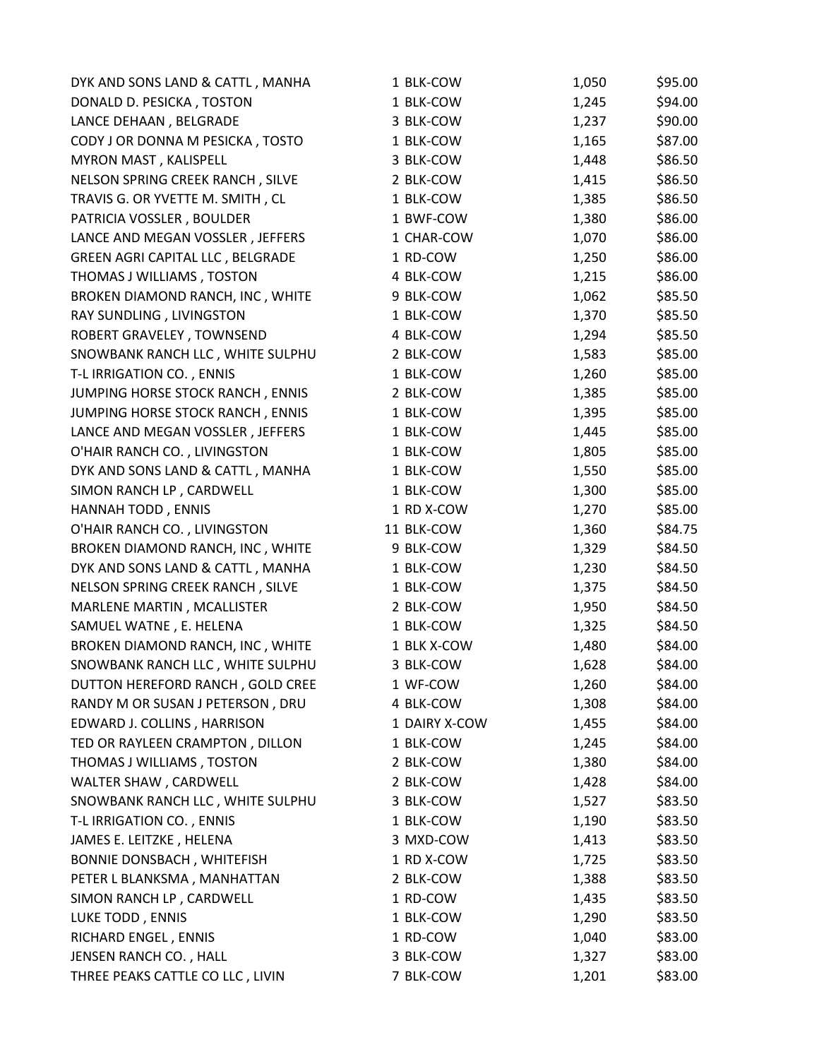| | | | |
|---|---|---|---|
| DYK AND SONS LAND & CATTL , MANHA | 1 BLK-COW | 1,050 | $95.00 |
| DONALD D. PESICKA , TOSTON | 1 BLK-COW | 1,245 | $94.00 |
| LANCE DEHAAN , BELGRADE | 3 BLK-COW | 1,237 | $90.00 |
| CODY J OR DONNA M PESICKA , TOSTO | 1 BLK-COW | 1,165 | $87.00 |
| MYRON MAST , KALISPELL | 3 BLK-COW | 1,448 | $86.50 |
| NELSON SPRING CREEK RANCH , SILVE | 2 BLK-COW | 1,415 | $86.50 |
| TRAVIS G. OR YVETTE M. SMITH , CL | 1 BLK-COW | 1,385 | $86.50 |
| PATRICIA VOSSLER , BOULDER | 1 BWF-COW | 1,380 | $86.00 |
| LANCE AND MEGAN VOSSLER , JEFFERS | 1 CHAR-COW | 1,070 | $86.00 |
| GREEN AGRI CAPITAL LLC , BELGRADE | 1 RD-COW | 1,250 | $86.00 |
| THOMAS J WILLIAMS , TOSTON | 4 BLK-COW | 1,215 | $86.00 |
| BROKEN DIAMOND RANCH, INC , WHITE | 9 BLK-COW | 1,062 | $85.50 |
| RAY SUNDLING , LIVINGSTON | 1 BLK-COW | 1,370 | $85.50 |
| ROBERT GRAVELEY , TOWNSEND | 4 BLK-COW | 1,294 | $85.50 |
| SNOWBANK RANCH LLC , WHITE SULPHU | 2 BLK-COW | 1,583 | $85.00 |
| T-L IRRIGATION CO. , ENNIS | 1 BLK-COW | 1,260 | $85.00 |
| JUMPING HORSE STOCK RANCH , ENNIS | 2 BLK-COW | 1,385 | $85.00 |
| JUMPING HORSE STOCK RANCH , ENNIS | 1 BLK-COW | 1,395 | $85.00 |
| LANCE AND MEGAN VOSSLER , JEFFERS | 1 BLK-COW | 1,445 | $85.00 |
| O'HAIR RANCH CO. , LIVINGSTON | 1 BLK-COW | 1,805 | $85.00 |
| DYK AND SONS LAND & CATTL , MANHA | 1 BLK-COW | 1,550 | $85.00 |
| SIMON RANCH LP , CARDWELL | 1 BLK-COW | 1,300 | $85.00 |
| HANNAH TODD , ENNIS | 1 RD X-COW | 1,270 | $85.00 |
| O'HAIR RANCH CO. , LIVINGSTON | 11 BLK-COW | 1,360 | $84.75 |
| BROKEN DIAMOND RANCH, INC , WHITE | 9 BLK-COW | 1,329 | $84.50 |
| DYK AND SONS LAND & CATTL , MANHA | 1 BLK-COW | 1,230 | $84.50 |
| NELSON SPRING CREEK RANCH , SILVE | 1 BLK-COW | 1,375 | $84.50 |
| MARLENE MARTIN , MCALLISTER | 2 BLK-COW | 1,950 | $84.50 |
| SAMUEL WATNE , E. HELENA | 1 BLK-COW | 1,325 | $84.50 |
| BROKEN DIAMOND RANCH, INC , WHITE | 1 BLK X-COW | 1,480 | $84.00 |
| SNOWBANK RANCH LLC , WHITE SULPHU | 3 BLK-COW | 1,628 | $84.00 |
| DUTTON HEREFORD RANCH , GOLD CREE | 1 WF-COW | 1,260 | $84.00 |
| RANDY M OR SUSAN J PETERSON , DRU | 4 BLK-COW | 1,308 | $84.00 |
| EDWARD J. COLLINS , HARRISON | 1 DAIRY X-COW | 1,455 | $84.00 |
| TED OR RAYLEEN CRAMPTON , DILLON | 1 BLK-COW | 1,245 | $84.00 |
| THOMAS J WILLIAMS , TOSTON | 2 BLK-COW | 1,380 | $84.00 |
| WALTER SHAW , CARDWELL | 2 BLK-COW | 1,428 | $84.00 |
| SNOWBANK RANCH LLC , WHITE SULPHU | 3 BLK-COW | 1,527 | $83.50 |
| T-L IRRIGATION CO. , ENNIS | 1 BLK-COW | 1,190 | $83.50 |
| JAMES E. LEITZKE , HELENA | 3 MXD-COW | 1,413 | $83.50 |
| BONNIE DONSBACH , WHITEFISH | 1 RD X-COW | 1,725 | $83.50 |
| PETER L BLANKSMA , MANHATTAN | 2 BLK-COW | 1,388 | $83.50 |
| SIMON RANCH LP , CARDWELL | 1 RD-COW | 1,435 | $83.50 |
| LUKE TODD , ENNIS | 1 BLK-COW | 1,290 | $83.50 |
| RICHARD ENGEL , ENNIS | 1 RD-COW | 1,040 | $83.00 |
| JENSEN RANCH CO. , HALL | 3 BLK-COW | 1,327 | $83.00 |
| THREE PEAKS CATTLE CO LLC , LIVIN | 7 BLK-COW | 1,201 | $83.00 |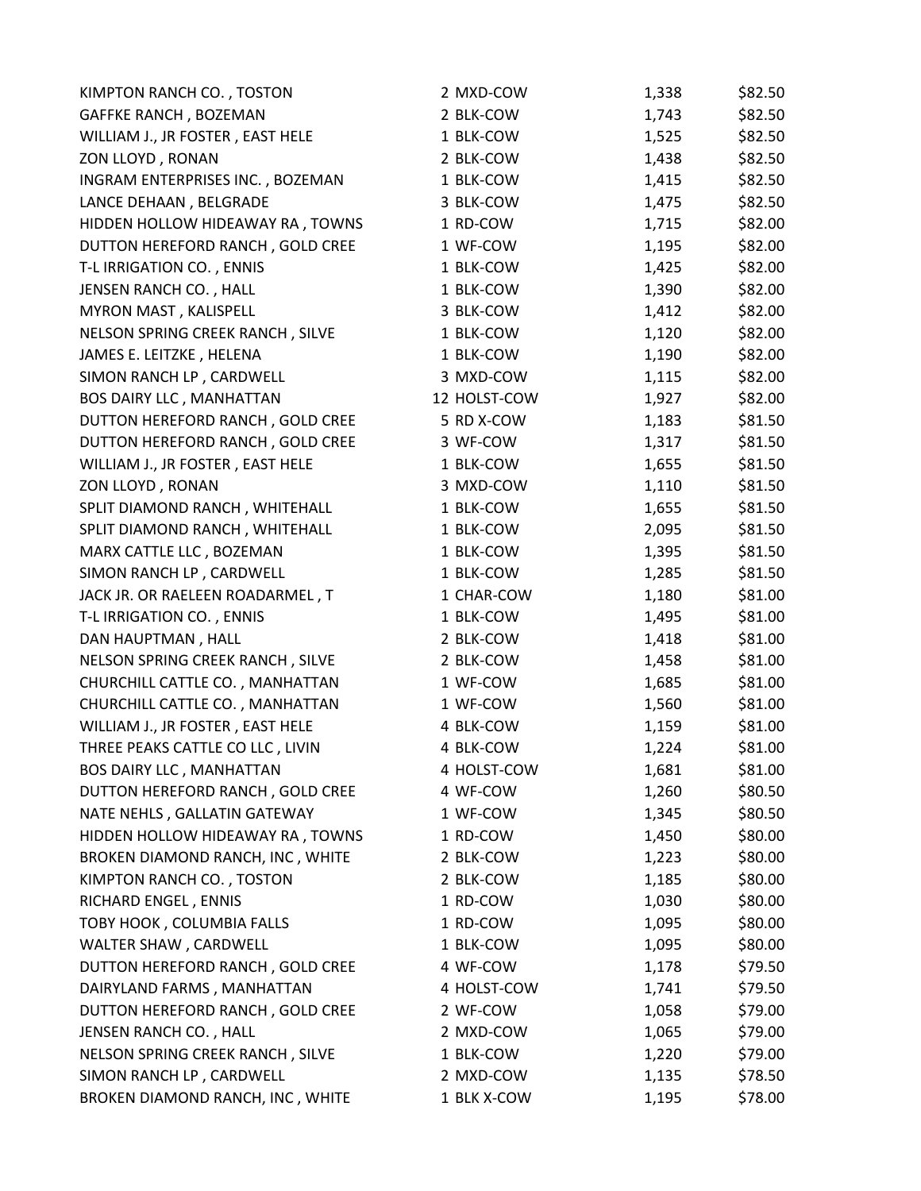| | | | |
|---|---|---|---|
| KIMPTON RANCH CO. , TOSTON | 2 MXD-COW | 1,338 | $82.50 |
| GAFFKE RANCH , BOZEMAN | 2 BLK-COW | 1,743 | $82.50 |
| WILLIAM J., JR FOSTER , EAST HELE | 1 BLK-COW | 1,525 | $82.50 |
| ZON LLOYD , RONAN | 2 BLK-COW | 1,438 | $82.50 |
| INGRAM ENTERPRISES INC. , BOZEMAN | 1 BLK-COW | 1,415 | $82.50 |
| LANCE DEHAAN , BELGRADE | 3 BLK-COW | 1,475 | $82.50 |
| HIDDEN HOLLOW HIDEAWAY RA , TOWNS | 1 RD-COW | 1,715 | $82.00 |
| DUTTON HEREFORD RANCH , GOLD CREE | 1 WF-COW | 1,195 | $82.00 |
| T-L IRRIGATION CO. , ENNIS | 1 BLK-COW | 1,425 | $82.00 |
| JENSEN RANCH CO. , HALL | 1 BLK-COW | 1,390 | $82.00 |
| MYRON MAST , KALISPELL | 3 BLK-COW | 1,412 | $82.00 |
| NELSON SPRING CREEK RANCH , SILVE | 1 BLK-COW | 1,120 | $82.00 |
| JAMES E. LEITZKE , HELENA | 1 BLK-COW | 1,190 | $82.00 |
| SIMON RANCH LP , CARDWELL | 3 MXD-COW | 1,115 | $82.00 |
| BOS DAIRY LLC , MANHATTAN | 12 HOLST-COW | 1,927 | $82.00 |
| DUTTON HEREFORD RANCH , GOLD CREE | 5 RD X-COW | 1,183 | $81.50 |
| DUTTON HEREFORD RANCH , GOLD CREE | 3 WF-COW | 1,317 | $81.50 |
| WILLIAM J., JR FOSTER , EAST HELE | 1 BLK-COW | 1,655 | $81.50 |
| ZON LLOYD , RONAN | 3 MXD-COW | 1,110 | $81.50 |
| SPLIT DIAMOND RANCH , WHITEHALL | 1 BLK-COW | 1,655 | $81.50 |
| SPLIT DIAMOND RANCH , WHITEHALL | 1 BLK-COW | 2,095 | $81.50 |
| MARX CATTLE LLC , BOZEMAN | 1 BLK-COW | 1,395 | $81.50 |
| SIMON RANCH LP , CARDWELL | 1 BLK-COW | 1,285 | $81.50 |
| JACK JR. OR RAELEEN ROADARMEL , T | 1 CHAR-COW | 1,180 | $81.00 |
| T-L IRRIGATION CO. , ENNIS | 1 BLK-COW | 1,495 | $81.00 |
| DAN HAUPTMAN , HALL | 2 BLK-COW | 1,418 | $81.00 |
| NELSON SPRING CREEK RANCH , SILVE | 2 BLK-COW | 1,458 | $81.00 |
| CHURCHILL CATTLE CO. , MANHATTAN | 1 WF-COW | 1,685 | $81.00 |
| CHURCHILL CATTLE CO. , MANHATTAN | 1 WF-COW | 1,560 | $81.00 |
| WILLIAM J., JR FOSTER , EAST HELE | 4 BLK-COW | 1,159 | $81.00 |
| THREE PEAKS CATTLE CO LLC , LIVIN | 4 BLK-COW | 1,224 | $81.00 |
| BOS DAIRY LLC , MANHATTAN | 4 HOLST-COW | 1,681 | $81.00 |
| DUTTON HEREFORD RANCH , GOLD CREE | 4 WF-COW | 1,260 | $80.50 |
| NATE NEHLS , GALLATIN GATEWAY | 1 WF-COW | 1,345 | $80.50 |
| HIDDEN HOLLOW HIDEAWAY RA , TOWNS | 1 RD-COW | 1,450 | $80.00 |
| BROKEN DIAMOND RANCH, INC , WHITE | 2 BLK-COW | 1,223 | $80.00 |
| KIMPTON RANCH CO. , TOSTON | 2 BLK-COW | 1,185 | $80.00 |
| RICHARD ENGEL , ENNIS | 1 RD-COW | 1,030 | $80.00 |
| TOBY HOOK , COLUMBIA FALLS | 1 RD-COW | 1,095 | $80.00 |
| WALTER SHAW , CARDWELL | 1 BLK-COW | 1,095 | $80.00 |
| DUTTON HEREFORD RANCH , GOLD CREE | 4 WF-COW | 1,178 | $79.50 |
| DAIRYLAND FARMS , MANHATTAN | 4 HOLST-COW | 1,741 | $79.50 |
| DUTTON HEREFORD RANCH , GOLD CREE | 2 WF-COW | 1,058 | $79.00 |
| JENSEN RANCH CO. , HALL | 2 MXD-COW | 1,065 | $79.00 |
| NELSON SPRING CREEK RANCH , SILVE | 1 BLK-COW | 1,220 | $79.00 |
| SIMON RANCH LP , CARDWELL | 2 MXD-COW | 1,135 | $78.50 |
| BROKEN DIAMOND RANCH, INC , WHITE | 1 BLK X-COW | 1,195 | $78.00 |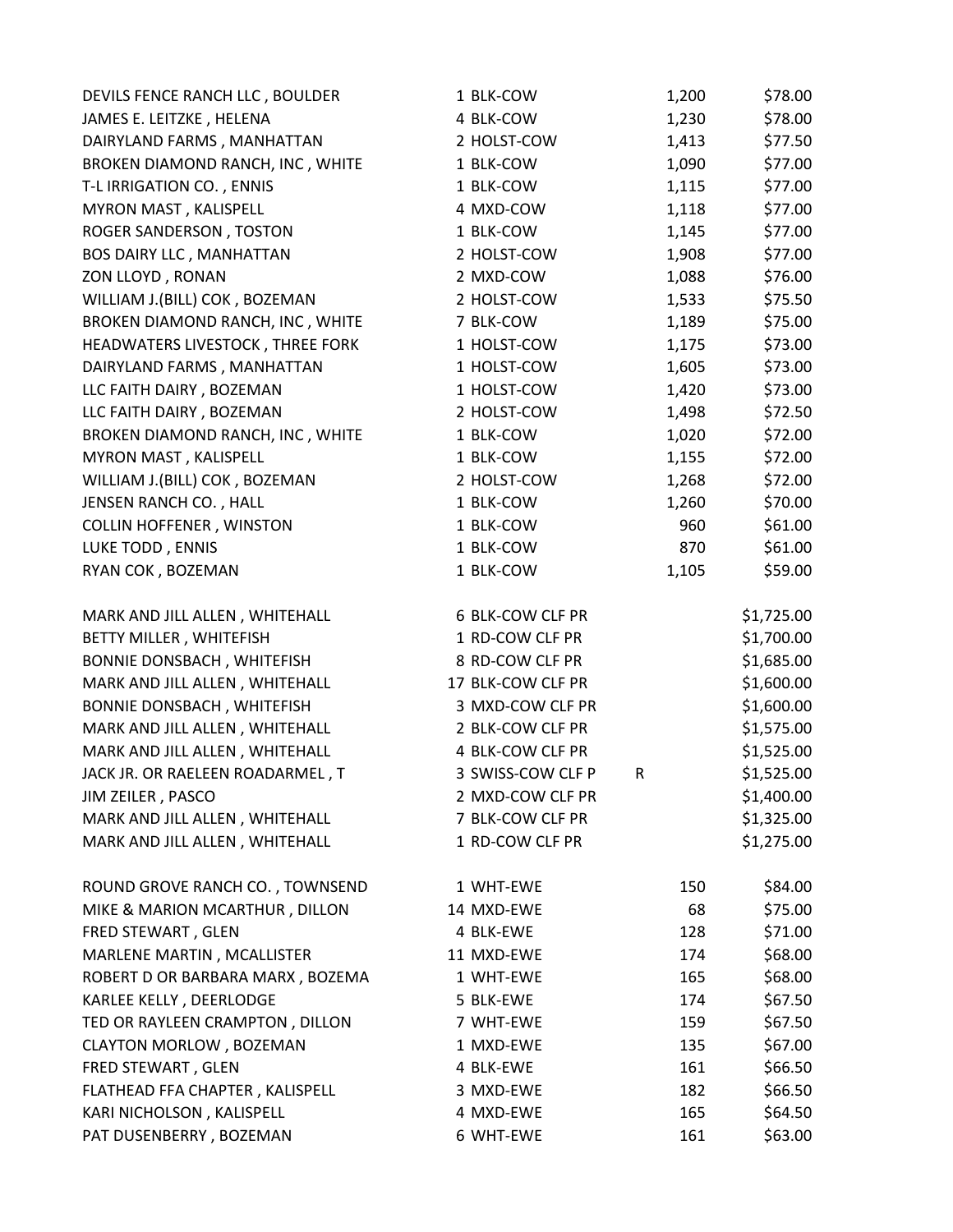| | | | |
|---|---|---|---|
| DEVILS FENCE RANCH LLC , BOULDER | 1 BLK-COW | 1,200 | $78.00 |
| JAMES E. LEITZKE , HELENA | 4 BLK-COW | 1,230 | $78.00 |
| DAIRYLAND FARMS , MANHATTAN | 2 HOLST-COW | 1,413 | $77.50 |
| BROKEN DIAMOND RANCH, INC , WHITE | 1 BLK-COW | 1,090 | $77.00 |
| T-L IRRIGATION CO. , ENNIS | 1 BLK-COW | 1,115 | $77.00 |
| MYRON MAST , KALISPELL | 4 MXD-COW | 1,118 | $77.00 |
| ROGER SANDERSON , TOSTON | 1 BLK-COW | 1,145 | $77.00 |
| BOS DAIRY LLC , MANHATTAN | 2 HOLST-COW | 1,908 | $77.00 |
| ZON LLOYD , RONAN | 2 MXD-COW | 1,088 | $76.00 |
| WILLIAM J.(BILL) COK , BOZEMAN | 2 HOLST-COW | 1,533 | $75.50 |
| BROKEN DIAMOND RANCH, INC , WHITE | 7 BLK-COW | 1,189 | $75.00 |
| HEADWATERS LIVESTOCK , THREE FORK | 1 HOLST-COW | 1,175 | $73.00 |
| DAIRYLAND FARMS , MANHATTAN | 1 HOLST-COW | 1,605 | $73.00 |
| LLC FAITH DAIRY , BOZEMAN | 1 HOLST-COW | 1,420 | $73.00 |
| LLC FAITH DAIRY , BOZEMAN | 2 HOLST-COW | 1,498 | $72.50 |
| BROKEN DIAMOND RANCH, INC , WHITE | 1 BLK-COW | 1,020 | $72.00 |
| MYRON MAST , KALISPELL | 1 BLK-COW | 1,155 | $72.00 |
| WILLIAM J.(BILL) COK , BOZEMAN | 2 HOLST-COW | 1,268 | $72.00 |
| JENSEN RANCH CO. , HALL | 1 BLK-COW | 1,260 | $70.00 |
| COLLIN HOFFENER , WINSTON | 1 BLK-COW | 960 | $61.00 |
| LUKE TODD , ENNIS | 1 BLK-COW | 870 | $61.00 |
| RYAN COK , BOZEMAN | 1 BLK-COW | 1,105 | $59.00 |
| | | | |
| MARK AND JILL ALLEN , WHITEHALL | 6 BLK-COW CLF PR | | $1,725.00 |
| BETTY MILLER , WHITEFISH | 1 RD-COW CLF PR | | $1,700.00 |
| BONNIE DONSBACH , WHITEFISH | 8 RD-COW CLF PR | | $1,685.00 |
| MARK AND JILL ALLEN , WHITEHALL | 17 BLK-COW CLF PR | | $1,600.00 |
| BONNIE DONSBACH , WHITEFISH | 3 MXD-COW CLF PR | | $1,600.00 |
| MARK AND JILL ALLEN , WHITEHALL | 2 BLK-COW CLF PR | | $1,575.00 |
| MARK AND JILL ALLEN , WHITEHALL | 4 BLK-COW CLF PR | | $1,525.00 |
| JACK JR. OR RAELEEN ROADARMEL , T | 3 SWISS-COW CLF P R | | $1,525.00 |
| JIM ZEILER , PASCO | 2 MXD-COW CLF PR | | $1,400.00 |
| MARK AND JILL ALLEN , WHITEHALL | 7 BLK-COW CLF PR | | $1,325.00 |
| MARK AND JILL ALLEN , WHITEHALL | 1 RD-COW CLF PR | | $1,275.00 |
| | | | |
| ROUND GROVE RANCH CO. , TOWNSEND | 1 WHT-EWE | 150 | $84.00 |
| MIKE & MARION MCARTHUR , DILLON | 14 MXD-EWE | 68 | $75.00 |
| FRED STEWART , GLEN | 4 BLK-EWE | 128 | $71.00 |
| MARLENE MARTIN , MCALLISTER | 11 MXD-EWE | 174 | $68.00 |
| ROBERT D OR BARBARA MARX , BOZEMA | 1 WHT-EWE | 165 | $68.00 |
| KARLEE KELLY , DEERLODGE | 5 BLK-EWE | 174 | $67.50 |
| TED OR RAYLEEN CRAMPTON , DILLON | 7 WHT-EWE | 159 | $67.50 |
| CLAYTON MORLOW , BOZEMAN | 1 MXD-EWE | 135 | $67.00 |
| FRED STEWART , GLEN | 4 BLK-EWE | 161 | $66.50 |
| FLATHEAD FFA CHAPTER , KALISPELL | 3 MXD-EWE | 182 | $66.50 |
| KARI NICHOLSON , KALISPELL | 4 MXD-EWE | 165 | $64.50 |
| PAT DUSENBERRY , BOZEMAN | 6 WHT-EWE | 161 | $63.00 |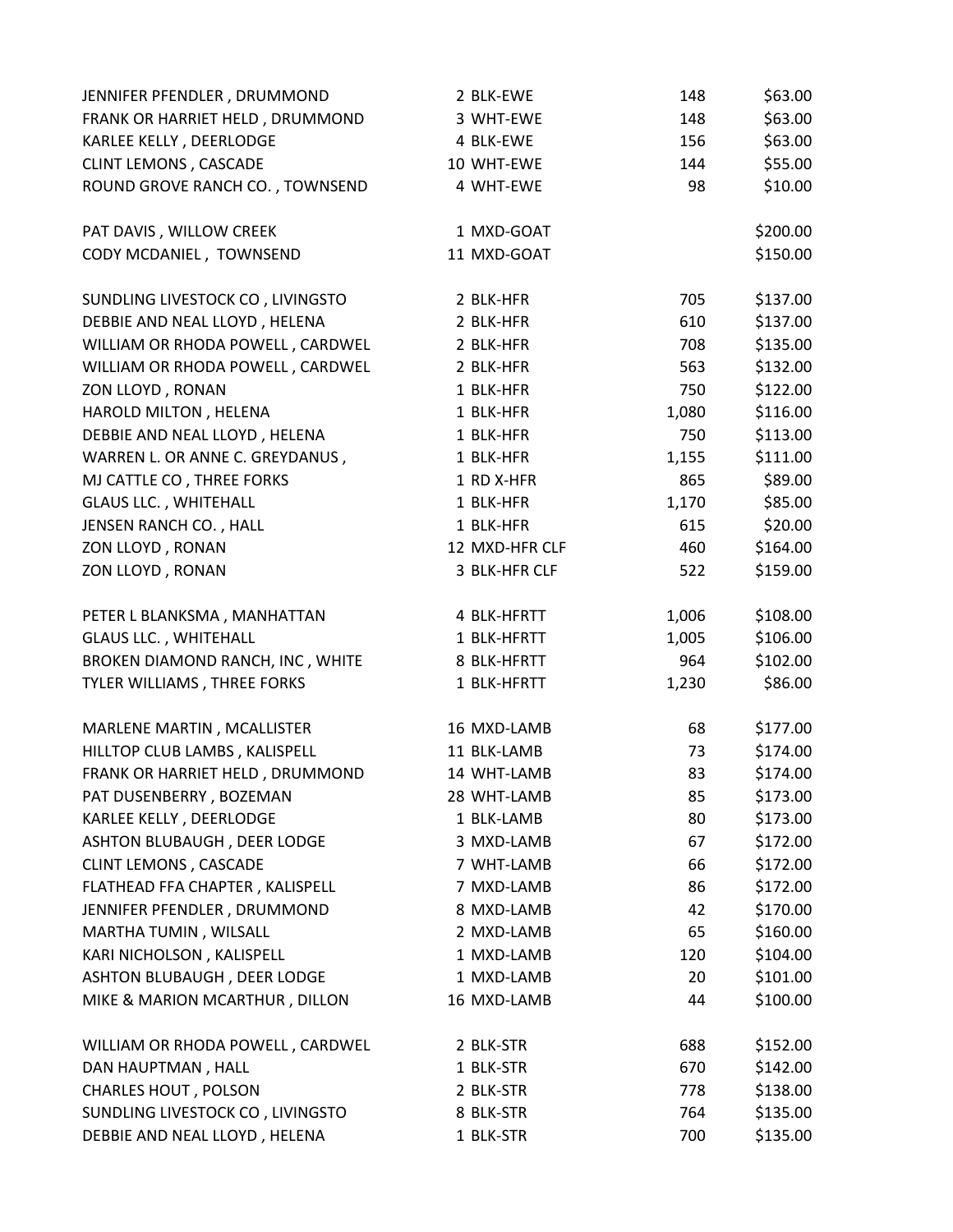| | | | |
|---|---|---|---|
| JENNIFER PFENDLER , DRUMMOND | 2 BLK-EWE | 148 | $63.00 |
| FRANK OR HARRIET HELD , DRUMMOND | 3 WHT-EWE | 148 | $63.00 |
| KARLEE KELLY , DEERLODGE | 4 BLK-EWE | 156 | $63.00 |
| CLINT LEMONS , CASCADE | 10 WHT-EWE | 144 | $55.00 |
| ROUND GROVE RANCH CO. , TOWNSEND | 4 WHT-EWE | 98 | $10.00 |
| | | | |
| PAT DAVIS , WILLOW CREEK | 1 MXD-GOAT | | $200.00 |
| CODY MCDANIEL , TOWNSEND | 11 MXD-GOAT | | $150.00 |
| | | | |
| SUNDLING LIVESTOCK CO , LIVINGSTO | 2 BLK-HFR | 705 | $137.00 |
| DEBBIE AND NEAL LLOYD , HELENA | 2 BLK-HFR | 610 | $137.00 |
| WILLIAM OR RHODA POWELL , CARDWEL | 2 BLK-HFR | 708 | $135.00 |
| WILLIAM OR RHODA POWELL , CARDWEL | 2 BLK-HFR | 563 | $132.00 |
| ZON LLOYD , RONAN | 1 BLK-HFR | 750 | $122.00 |
| HAROLD MILTON , HELENA | 1 BLK-HFR | 1,080 | $116.00 |
| DEBBIE AND NEAL LLOYD , HELENA | 1 BLK-HFR | 750 | $113.00 |
| WARREN L. OR ANNE C. GREYDANUS , | 1 BLK-HFR | 1,155 | $111.00 |
| MJ CATTLE CO , THREE FORKS | 1 RD X-HFR | 865 | $89.00 |
| GLAUS LLC. , WHITEHALL | 1 BLK-HFR | 1,170 | $85.00 |
| JENSEN RANCH CO. , HALL | 1 BLK-HFR | 615 | $20.00 |
| ZON LLOYD , RONAN | 12 MXD-HFR CLF | 460 | $164.00 |
| ZON LLOYD , RONAN | 3 BLK-HFR CLF | 522 | $159.00 |
| | | | |
| PETER L BLANKSMA , MANHATTAN | 4 BLK-HFRTT | 1,006 | $108.00 |
| GLAUS LLC. , WHITEHALL | 1 BLK-HFRTT | 1,005 | $106.00 |
| BROKEN DIAMOND RANCH, INC , WHITE | 8 BLK-HFRTT | 964 | $102.00 |
| TYLER WILLIAMS , THREE FORKS | 1 BLK-HFRTT | 1,230 | $86.00 |
| | | | |
| MARLENE MARTIN , MCALLISTER | 16 MXD-LAMB | 68 | $177.00 |
| HILLTOP CLUB LAMBS , KALISPELL | 11 BLK-LAMB | 73 | $174.00 |
| FRANK OR HARRIET HELD , DRUMMOND | 14 WHT-LAMB | 83 | $174.00 |
| PAT DUSENBERRY , BOZEMAN | 28 WHT-LAMB | 85 | $173.00 |
| KARLEE KELLY , DEERLODGE | 1 BLK-LAMB | 80 | $173.00 |
| ASHTON BLUBAUGH , DEER LODGE | 3 MXD-LAMB | 67 | $172.00 |
| CLINT LEMONS , CASCADE | 7 WHT-LAMB | 66 | $172.00 |
| FLATHEAD FFA CHAPTER , KALISPELL | 7 MXD-LAMB | 86 | $172.00 |
| JENNIFER PFENDLER , DRUMMOND | 8 MXD-LAMB | 42 | $170.00 |
| MARTHA TUMIN , WILSALL | 2 MXD-LAMB | 65 | $160.00 |
| KARI NICHOLSON , KALISPELL | 1 MXD-LAMB | 120 | $104.00 |
| ASHTON BLUBAUGH , DEER LODGE | 1 MXD-LAMB | 20 | $101.00 |
| MIKE & MARION MCARTHUR , DILLON | 16 MXD-LAMB | 44 | $100.00 |
| | | | |
| WILLIAM OR RHODA POWELL , CARDWEL | 2 BLK-STR | 688 | $152.00 |
| DAN HAUPTMAN , HALL | 1 BLK-STR | 670 | $142.00 |
| CHARLES HOUT , POLSON | 2 BLK-STR | 778 | $138.00 |
| SUNDLING LIVESTOCK CO , LIVINGSTO | 8 BLK-STR | 764 | $135.00 |
| DEBBIE AND NEAL LLOYD , HELENA | 1 BLK-STR | 700 | $135.00 |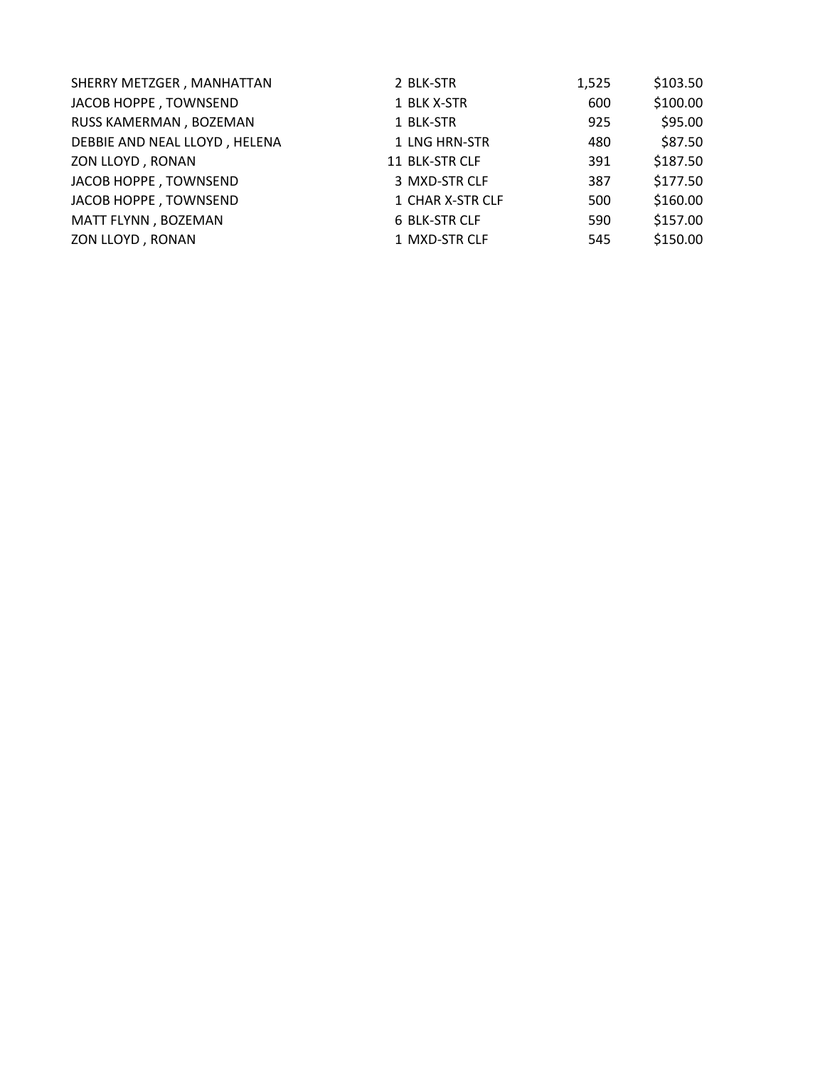| | | | |
|---|---|---|---|
| SHERRY METZGER , MANHATTAN | 2 BLK-STR | 1,525 | $103.50 |
| JACOB HOPPE , TOWNSEND | 1 BLK X-STR | 600 | $100.00 |
| RUSS KAMERMAN , BOZEMAN | 1 BLK-STR | 925 | $95.00 |
| DEBBIE AND NEAL LLOYD , HELENA | 1 LNG HRN-STR | 480 | $87.50 |
| ZON LLOYD , RONAN | 11 BLK-STR CLF | 391 | $187.50 |
| JACOB HOPPE , TOWNSEND | 3 MXD-STR CLF | 387 | $177.50 |
| JACOB HOPPE , TOWNSEND | 1 CHAR X-STR CLF | 500 | $160.00 |
| MATT FLYNN , BOZEMAN | 6 BLK-STR CLF | 590 | $157.00 |
| ZON LLOYD , RONAN | 1 MXD-STR CLF | 545 | $150.00 |